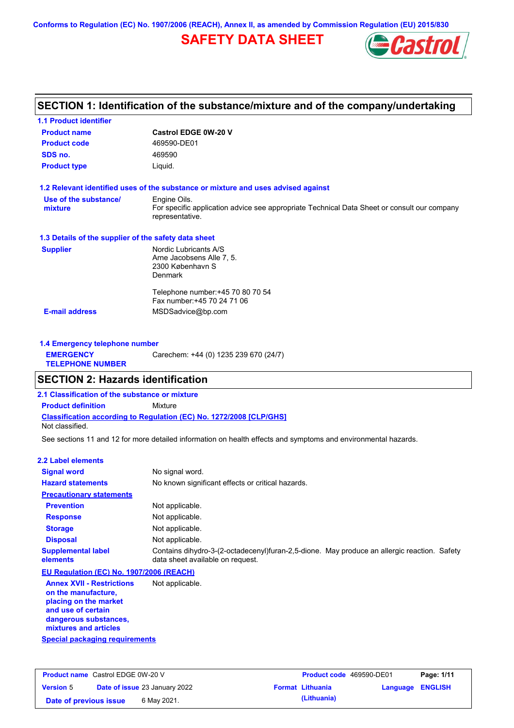Conforms to Regulation (EC) No. 1907/2006 (REACH), Annex II, as amended by Commission Regulation (EU) 2015/830

# SAFETY DATA SHEET

## SECTION 1: Identification of the substance/mixture and of the company/undertaking

### 1.1 Product identifier

| | |
|---|---|
| **Product name** | **Castrol EDGE 0W-20 V** |
| **Product code** | 469590-DE01 |
| **SDS no.** | 469590 |
| **Product type** | Liquid. |

### 1.2 Relevant identified uses of the substance or mixture and uses advised against

| | |
|---|---|
| **Use of the substance/ mixture** | Engine Oils. For specific application advice see appropriate Technical Data Sheet or consult our company representative. |

### 1.3 Details of the supplier of the safety data sheet

| | |
|---|---|
| **Supplier** | Nordic Lubricants A/S<br>Arne Jacobsens Alle 7, 5.<br>2300 København S<br>Denmark<br><br>Telephone number:+45 70 80 70 54<br>Fax number:+45 70 24 71 06 |
| **E-mail address** | MSDSadvice@bp.com |

### 1.4 Emergency telephone number

| | |
|---|---|
| **EMERGENCY TELEPHONE NUMBER** | Carechem: +44 (0) 1235 239 670 (24/7) |

## SECTION 2: Hazards identification

### 2.1 Classification of the substance or mixture

**Product definition** Mixture

**Classification according to Regulation (EC) No. 1272/2008 [CLP/GHS]**

Not classified.

See sections 11 and 12 for more detailed information on health effects and symptoms and environmental hazards.

### 2.2 Label elements

| | |
|---|---|
| **Signal word** | No signal word. |
| **Hazard statements** | No known significant effects or critical hazards. |
| **Precautionary statements** | |
| **Prevention** | Not applicable. |
| **Response** | Not applicable. |
| **Storage** | Not applicable. |
| **Disposal** | Not applicable. |
| **Supplemental label elements** | Contains dihydro-3-(2-octadecenyl)furan-2,5-dione. May produce an allergic reaction. Safety data sheet available on request. |

**EU Regulation (EC) No. 1907/2006 (REACH)**

| | |
|---|---|
| **Annex XVII - Restrictions on the manufacture, placing on the market and use of certain dangerous substances, mixtures and articles** | Not applicable. |

**Special packaging requirements**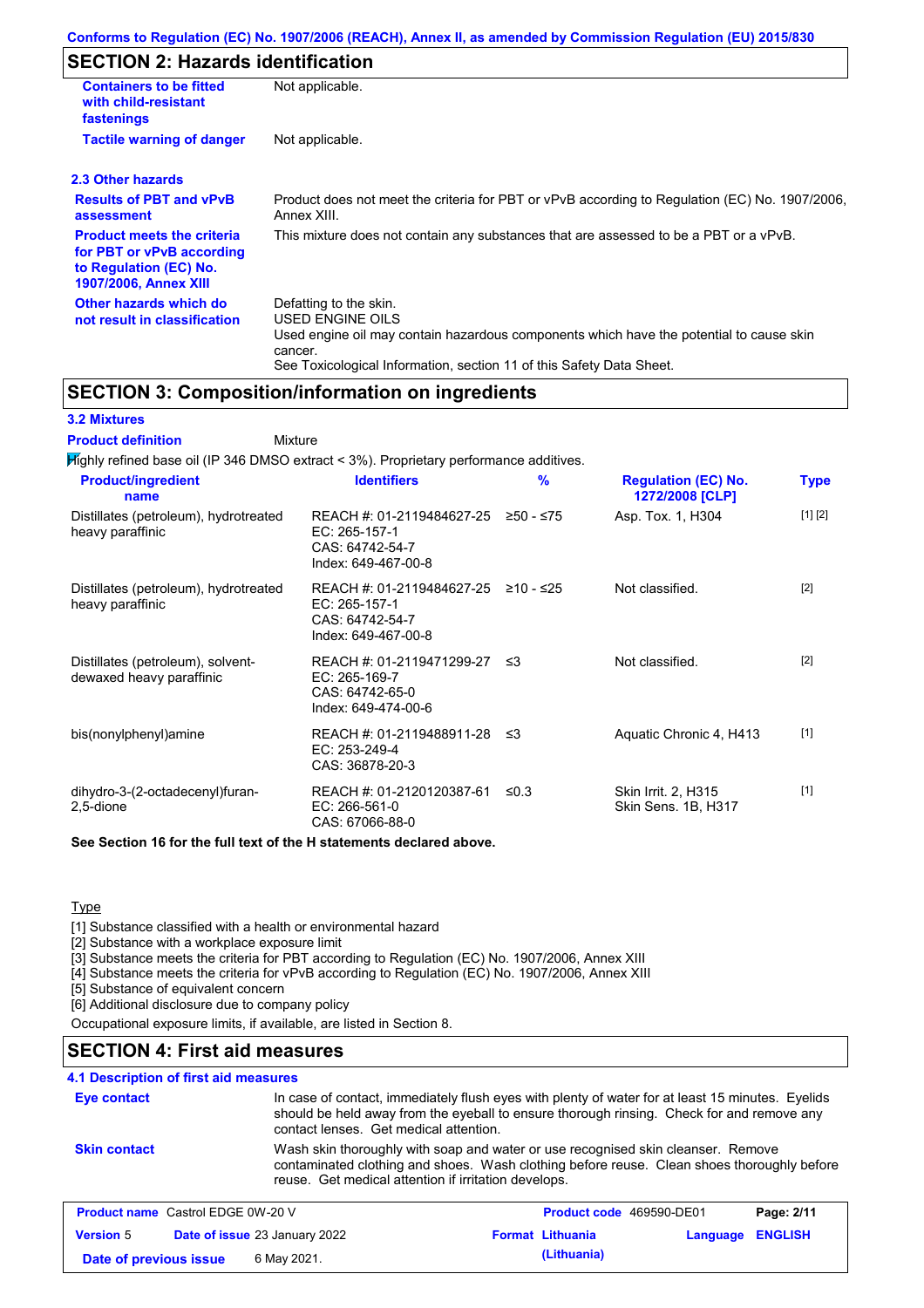## SECTION 2: Hazards identification

| | |
|---|---|
| **Containers to be fitted with child-resistant fastenings** | Not applicable. |
| **Tactile warning of danger** | Not applicable. |

### 2.3 Other hazards

| | |
|---|---|
| **Results of PBT and vPvB assessment** | Product does not meet the criteria for PBT or vPvB according to Regulation (EC) No. 1907/2006, Annex XIII. |
| **Product meets the criteria for PBT or vPvB according to Regulation (EC) No. 1907/2006, Annex XIII** | This mixture does not contain any substances that are assessed to be a PBT or a vPvB. |
| **Other hazards which do not result in classification** | Defatting to the skin.<br>USED ENGINE OILS<br>Used engine oil may contain hazardous components which have the potential to cause skin cancer.<br>See Toxicological Information, section 11 of this Safety Data Sheet. |

## SECTION 3: Composition/information on ingredients

### 3.2 Mixtures

**Product definition** Mixture

Highly refined base oil (IP 346 DMSO extract < 3%). Proprietary performance additives.

| Product/ingredient name | Identifiers | % | Regulation (EC) No. 1272/2008 [CLP] | Type |
|---|---|---|---|---|
| Distillates (petroleum), hydrotreated heavy paraffinic | REACH #: 01-2119484627-25<br>EC: 265-157-1<br>CAS: 64742-54-7<br>Index: 649-467-00-8 | ≥50 - ≤75 | Asp. Tox. 1, H304 | [1] [2] |
| Distillates (petroleum), hydrotreated heavy paraffinic | REACH #: 01-2119484627-25<br>EC: 265-157-1<br>CAS: 64742-54-7<br>Index: 649-467-00-8 | ≥10 - ≤25 | Not classified. | [2] |
| Distillates (petroleum), solvent-dewaxed heavy paraffinic | REACH #: 01-2119471299-27<br>EC: 265-169-7<br>CAS: 64742-65-0<br>Index: 649-474-00-6 | ≤3 | Not classified. | [2] |
| bis(nonylphenyl)amine | REACH #: 01-2119488911-28<br>EC: 253-249-4<br>CAS: 36878-20-3 | ≤3 | Aquatic Chronic 4, H413 | [1] |
| dihydro-3-(2-octadecenyl)furan-2,5-dione | REACH #: 01-2120120387-61<br>EC: 266-561-0<br>CAS: 67066-88-0 | ≤0.3 | Skin Irrit. 2, H315<br>Skin Sens. 1B, H317 | [1] |

**See Section 16 for the full text of the H statements declared above.**

Type

[1] Substance classified with a health or environmental hazard
[2] Substance with a workplace exposure limit
[3] Substance meets the criteria for PBT according to Regulation (EC) No. 1907/2006, Annex XIII
[4] Substance meets the criteria for vPvB according to Regulation (EC) No. 1907/2006, Annex XIII
[5] Substance of equivalent concern
[6] Additional disclosure due to company policy

Occupational exposure limits, if available, are listed in Section 8.

## SECTION 4: First aid measures

### 4.1 Description of first aid measures

| | |
|---|---|
| **Eye contact** | In case of contact, immediately flush eyes with plenty of water for at least 15 minutes. Eyelids should be held away from the eyeball to ensure thorough rinsing. Check for and remove any contact lenses. Get medical attention. |
| **Skin contact** | Wash skin thoroughly with soap and water or use recognised skin cleanser. Remove contaminated clothing and shoes. Wash clothing before reuse. Clean shoes thoroughly before reuse. Get medical attention if irritation develops. |

| | | | |
|---|---|---|---|
| **Product name** Castrol EDGE 0W-20 V | | **Product code** 469590-DE01 | **Page:** 2/11 |
| **Version** 5 | **Date of issue** 23 January 2022 | **Format** Lithuania (Lithuania) | **Language** ENGLISH |
| **Date of previous issue** | 6 May 2021. | | |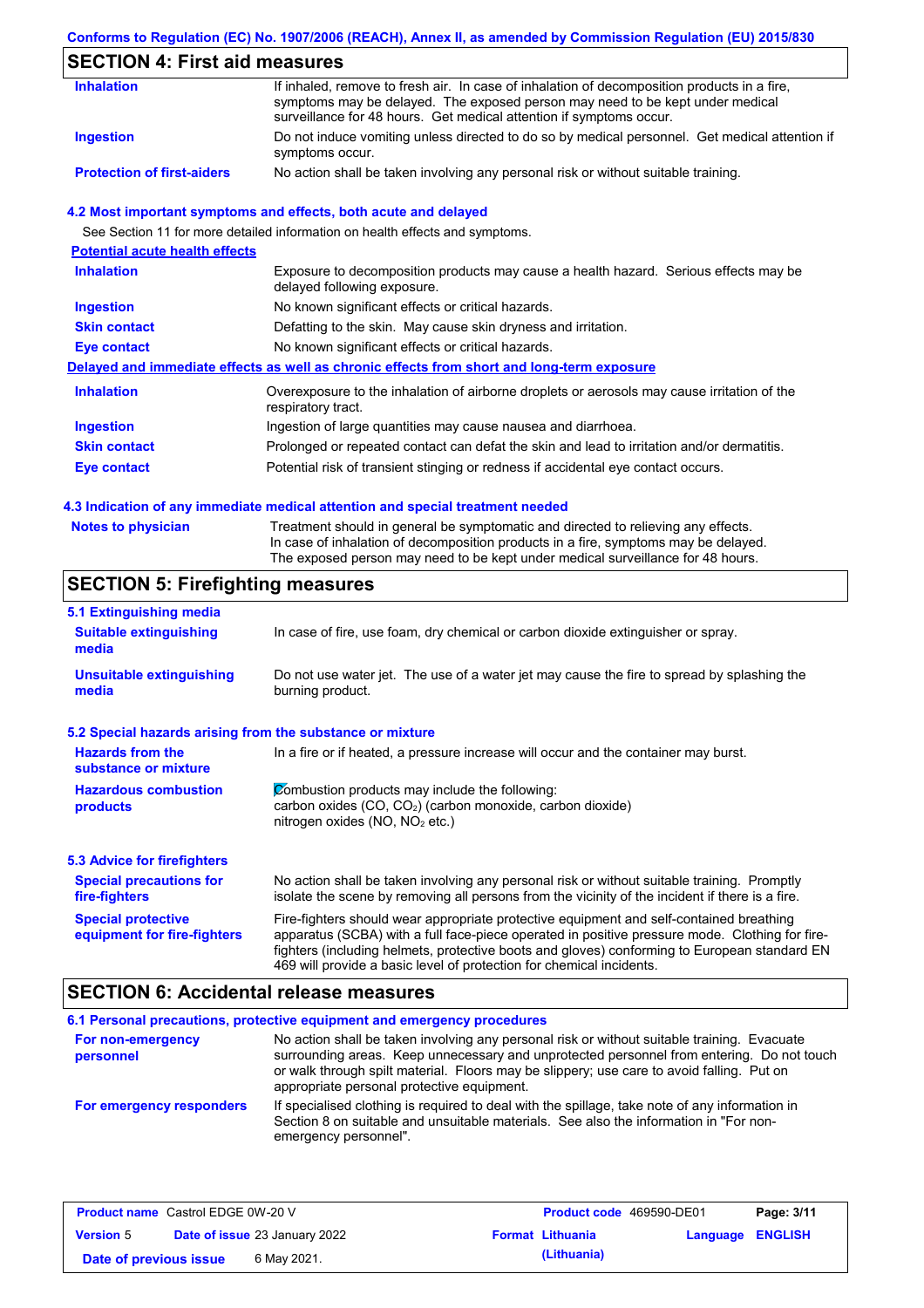## SECTION 4: First aid measures

| | |
|---|---|
| **Inhalation** | If inhaled, remove to fresh air. In case of inhalation of decomposition products in a fire, symptoms may be delayed. The exposed person may need to be kept under medical surveillance for 48 hours. Get medical attention if symptoms occur. |
| **Ingestion** | Do not induce vomiting unless directed to do so by medical personnel. Get medical attention if symptoms occur. |
| **Protection of first-aiders** | No action shall be taken involving any personal risk or without suitable training. |

### 4.2 Most important symptoms and effects, both acute and delayed

See Section 11 for more detailed information on health effects and symptoms.

**Potential acute health effects**

| | |
|---|---|
| **Inhalation** | Exposure to decomposition products may cause a health hazard. Serious effects may be delayed following exposure. |
| **Ingestion** | No known significant effects or critical hazards. |
| **Skin contact** | Defatting to the skin. May cause skin dryness and irritation. |
| **Eye contact** | No known significant effects or critical hazards. |

**Delayed and immediate effects as well as chronic effects from short and long-term exposure**

| | |
|---|---|
| **Inhalation** | Overexposure to the inhalation of airborne droplets or aerosols may cause irritation of the respiratory tract. |
| **Ingestion** | Ingestion of large quantities may cause nausea and diarrhoea. |
| **Skin contact** | Prolonged or repeated contact can defat the skin and lead to irritation and/or dermatitis. |
| **Eye contact** | Potential risk of transient stinging or redness if accidental eye contact occurs. |

### 4.3 Indication of any immediate medical attention and special treatment needed

| | |
|---|---|
| **Notes to physician** | Treatment should in general be symptomatic and directed to relieving any effects. In case of inhalation of decomposition products in a fire, symptoms may be delayed. The exposed person may need to be kept under medical surveillance for 48 hours. |

## SECTION 5: Firefighting measures

### 5.1 Extinguishing media

| | |
|---|---|
| **Suitable extinguishing media** | In case of fire, use foam, dry chemical or carbon dioxide extinguisher or spray. |
| **Unsuitable extinguishing media** | Do not use water jet. The use of a water jet may cause the fire to spread by splashing the burning product. |

### 5.2 Special hazards arising from the substance or mixture

| | |
|---|---|
| **Hazards from the substance or mixture** | In a fire or if heated, a pressure increase will occur and the container may burst. |
| **Hazardous combustion products** | Combustion products may include the following: carbon oxides (CO, $CO_2$) (carbon monoxide, carbon dioxide) nitrogen oxides (NO, $NO_2$ etc.) |

### 5.3 Advice for firefighters

| | |
|---|---|
| **Special precautions for fire-fighters** | No action shall be taken involving any personal risk or without suitable training. Promptly isolate the scene by removing all persons from the vicinity of the incident if there is a fire. |
| **Special protective equipment for fire-fighters** | Fire-fighters should wear appropriate protective equipment and self-contained breathing apparatus (SCBA) with a full face-piece operated in positive pressure mode. Clothing for fire-fighters (including helmets, protective boots and gloves) conforming to European standard EN 469 will provide a basic level of protection for chemical incidents. |

## SECTION 6: Accidental release measures

### 6.1 Personal precautions, protective equipment and emergency procedures

| | |
|---|---|
| **For non-emergency personnel** | No action shall be taken involving any personal risk or without suitable training. Evacuate surrounding areas. Keep unnecessary and unprotected personnel from entering. Do not touch or walk through spilt material. Floors may be slippery; use care to avoid falling. Put on appropriate personal protective equipment. |
| **For emergency responders** | If specialised clothing is required to deal with the spillage, take note of any information in Section 8 on suitable and unsuitable materials. See also the information in "For non-emergency personnel". |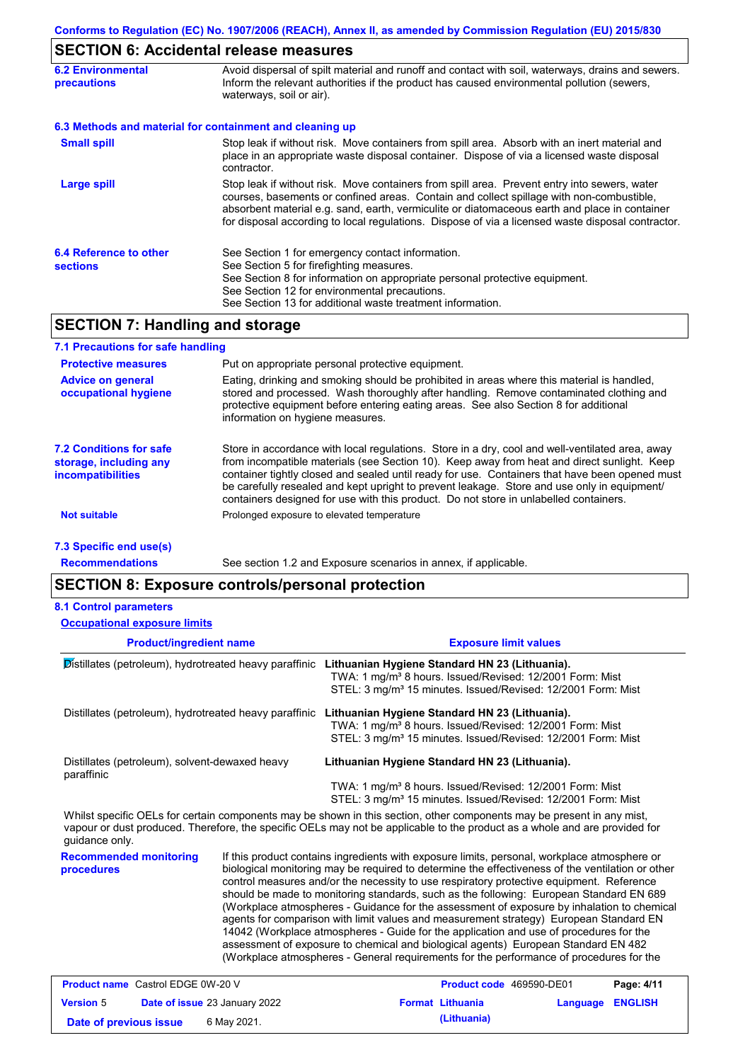## SECTION 6: Accidental release measures

| | |
|---|---|
| **6.2 Environmental precautions** | Avoid dispersal of spilt material and runoff and contact with soil, waterways, drains and sewers. Inform the relevant authorities if the product has caused environmental pollution (sewers, waterways, soil or air). |

### 6.3 Methods and material for containment and cleaning up

| | |
|---|---|
| **Small spill** | Stop leak if without risk. Move containers from spill area. Absorb with an inert material and place in an appropriate waste disposal container. Dispose of via a licensed waste disposal contractor. |
| **Large spill** | Stop leak if without risk. Move containers from spill area. Prevent entry into sewers, water courses, basements or confined areas. Contain and collect spillage with non-combustible, absorbent material e.g. sand, earth, vermiculite or diatomaceous earth and place in container for disposal according to local regulations. Dispose of via a licensed waste disposal contractor. |
| **6.4 Reference to other sections** | See Section 1 for emergency contact information.<br>See Section 5 for firefighting measures.<br>See Section 8 for information on appropriate personal protective equipment.<br>See Section 12 for environmental precautions.<br>See Section 13 for additional waste treatment information. |

## SECTION 7: Handling and storage

### 7.1 Precautions for safe handling

| | |
|---|---|
| **Protective measures** | Put on appropriate personal protective equipment. |
| **Advice on general occupational hygiene** | Eating, drinking and smoking should be prohibited in areas where this material is handled, stored and processed. Wash thoroughly after handling. Remove contaminated clothing and protective equipment before entering eating areas. See also Section 8 for additional information on hygiene measures. |
| **7.2 Conditions for safe storage, including any incompatibilities** | Store in accordance with local regulations. Store in a dry, cool and well-ventilated area, away from incompatible materials (see Section 10). Keep away from heat and direct sunlight. Keep container tightly closed and sealed until ready for use. Containers that have been opened must be carefully resealed and kept upright to prevent leakage. Store and use only in equipment/ containers designed for use with this product. Do not store in unlabelled containers. |
| **Not suitable** | Prolonged exposure to elevated temperature |

### 7.3 Specific end use(s)

| | |
|---|---|
| **Recommendations** | See section 1.2 and Exposure scenarios in annex, if applicable. |

## SECTION 8: Exposure controls/personal protection

### 8.1 Control parameters

**Occupational exposure limits**

| Product/ingredient name | Exposure limit values |
|---|---|
| Distillates (petroleum), hydrotreated heavy paraffinic | **Lithuanian Hygiene Standard HN 23 (Lithuania).**<br>TWA: 1 mg/m³ 8 hours. Issued/Revised: 12/2001 Form: Mist<br>STEL: 3 mg/m³ 15 minutes. Issued/Revised: 12/2001 Form: Mist |
| Distillates (petroleum), hydrotreated heavy paraffinic | **Lithuanian Hygiene Standard HN 23 (Lithuania).**<br>TWA: 1 mg/m³ 8 hours. Issued/Revised: 12/2001 Form: Mist<br>STEL: 3 mg/m³ 15 minutes. Issued/Revised: 12/2001 Form: Mist |
| Distillates (petroleum), solvent-dewaxed heavy paraffinic | **Lithuanian Hygiene Standard HN 23 (Lithuania).**<br>TWA: 1 mg/m³ 8 hours. Issued/Revised: 12/2001 Form: Mist<br>STEL: 3 mg/m³ 15 minutes. Issued/Revised: 12/2001 Form: Mist |

Whilst specific OELs for certain components may be shown in this section, other components may be present in any mist, vapour or dust produced. Therefore, the specific OELs may not be applicable to the product as a whole and are provided for guidance only.

| | |
|---|---|
| **Recommended monitoring procedures** | If this product contains ingredients with exposure limits, personal, workplace atmosphere or biological monitoring may be required to determine the effectiveness of the ventilation or other control measures and/or the necessity to use respiratory protective equipment. Reference should be made to monitoring standards, such as the following: European Standard EN 689 (Workplace atmospheres - Guidance for the assessment of exposure by inhalation to chemical agents for comparison with limit values and measurement strategy) European Standard EN 14042 (Workplace atmospheres - Guide for the application and use of procedures for the assessment of exposure to chemical and biological agents) European Standard EN 482 (Workplace atmospheres - General requirements for the performance of procedures for the |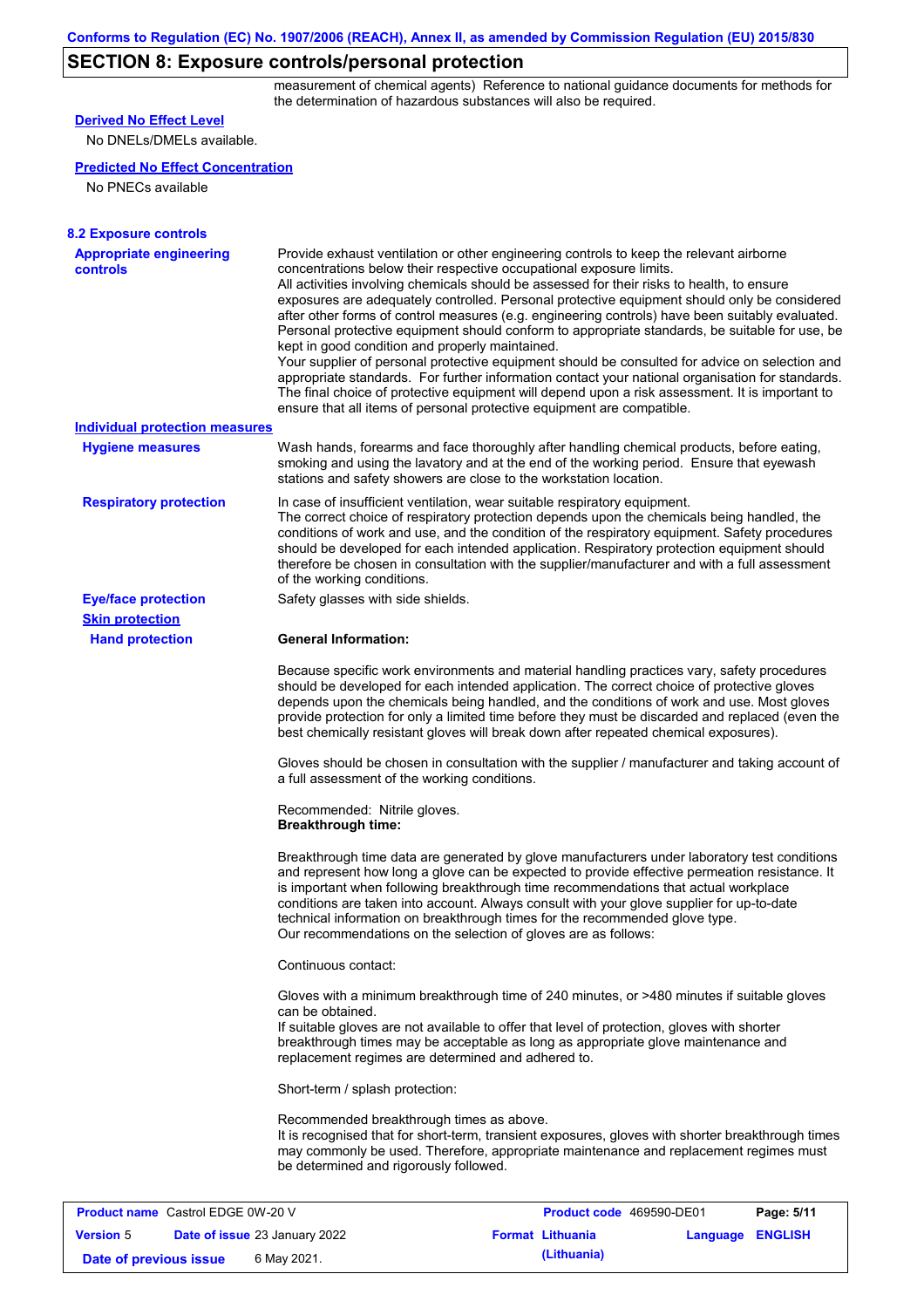## SECTION 8: Exposure controls/personal protection

measurement of chemical agents) Reference to national guidance documents for methods for the determination of hazardous substances will also be required.

**Derived No Effect Level**

No DNELs/DMELs available.

**Predicted No Effect Concentration**

No PNECs available

### 8.2 Exposure controls

**Appropriate engineering controls**

Provide exhaust ventilation or other engineering controls to keep the relevant airborne concentrations below their respective occupational exposure limits.
All activities involving chemicals should be assessed for their risks to health, to ensure exposures are adequately controlled. Personal protective equipment should only be considered after other forms of control measures (e.g. engineering controls) have been suitably evaluated. Personal protective equipment should conform to appropriate standards, be suitable for use, be kept in good condition and properly maintained.
Your supplier of personal protective equipment should be consulted for advice on selection and appropriate standards. For further information contact your national organisation for standards. The final choice of protective equipment will depend upon a risk assessment. It is important to ensure that all items of personal protective equipment are compatible.

**Individual protection measures**

**Hygiene measures**

Wash hands, forearms and face thoroughly after handling chemical products, before eating, smoking and using the lavatory and at the end of the working period. Ensure that eyewash stations and safety showers are close to the workstation location.

**Respiratory protection**

In case of insufficient ventilation, wear suitable respiratory equipment.
The correct choice of respiratory protection depends upon the chemicals being handled, the conditions of work and use, and the condition of the respiratory equipment. Safety procedures should be developed for each intended application. Respiratory protection equipment should therefore be chosen in consultation with the supplier/manufacturer and with a full assessment of the working conditions.

**Eye/face protection**

Safety glasses with side shields.

**Skin protection**

**Hand protection**

**General Information:**

Because specific work environments and material handling practices vary, safety procedures should be developed for each intended application. The correct choice of protective gloves depends upon the chemicals being handled, and the conditions of work and use. Most gloves provide protection for only a limited time before they must be discarded and replaced (even the best chemically resistant gloves will break down after repeated chemical exposures).

Gloves should be chosen in consultation with the supplier / manufacturer and taking account of a full assessment of the working conditions.

Recommended: Nitrile gloves.
**Breakthrough time:**

Breakthrough time data are generated by glove manufacturers under laboratory test conditions and represent how long a glove can be expected to provide effective permeation resistance. It is important when following breakthrough time recommendations that actual workplace conditions are taken into account. Always consult with your glove supplier for up-to-date technical information on breakthrough times for the recommended glove type.
Our recommendations on the selection of gloves are as follows:

Continuous contact:

Gloves with a minimum breakthrough time of 240 minutes, or >480 minutes if suitable gloves can be obtained.
If suitable gloves are not available to offer that level of protection, gloves with shorter breakthrough times may be acceptable as long as appropriate glove maintenance and replacement regimes are determined and adhered to.

Short-term / splash protection:

Recommended breakthrough times as above.
It is recognised that for short-term, transient exposures, gloves with shorter breakthrough times may commonly be used. Therefore, appropriate maintenance and replacement regimes must be determined and rigorously followed.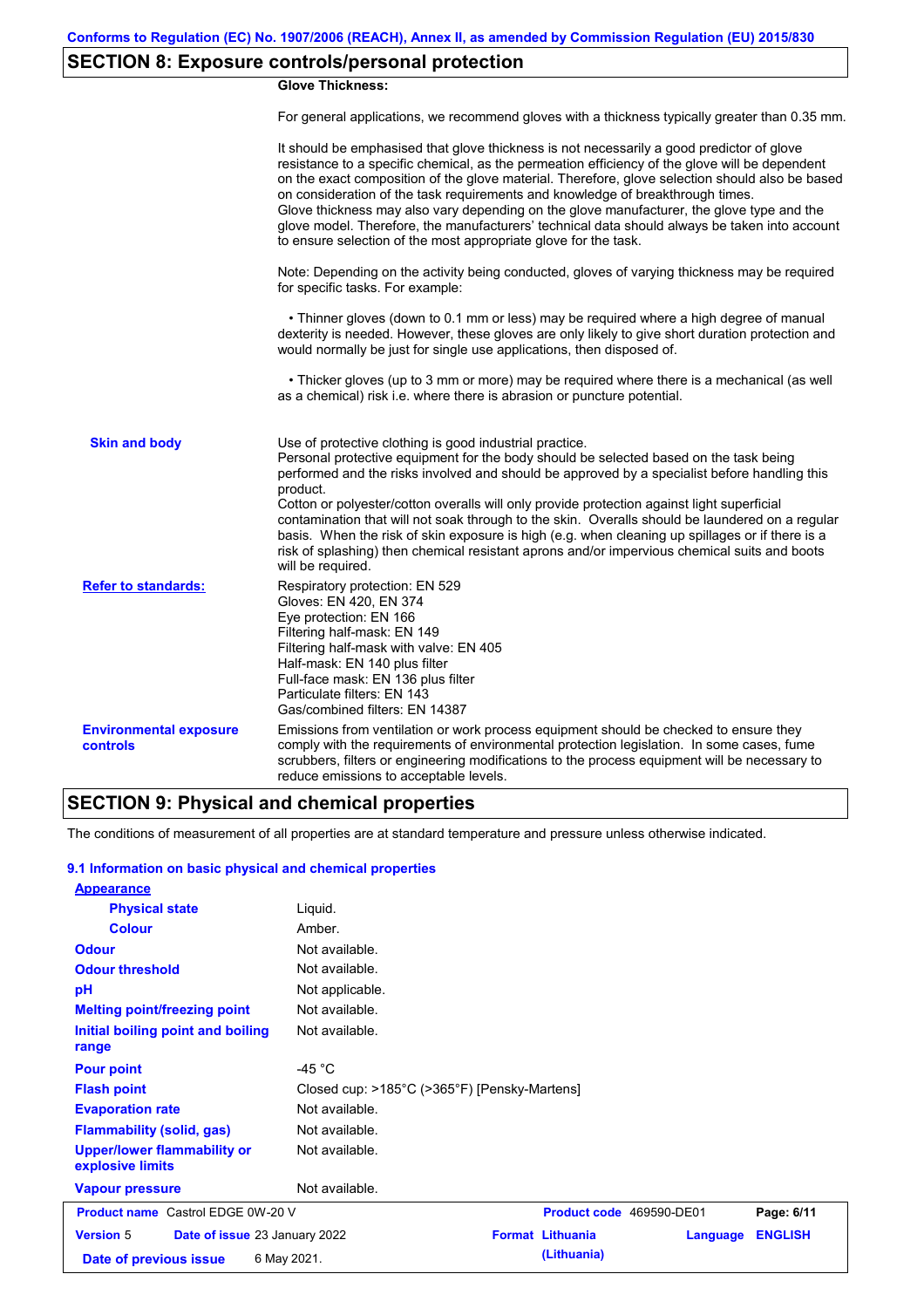## SECTION 8: Exposure controls/personal protection

**Glove Thickness:**

For general applications, we recommend gloves with a thickness typically greater than 0.35 mm.

It should be emphasised that glove thickness is not necessarily a good predictor of glove resistance to a specific chemical, as the permeation efficiency of the glove will be dependent on the exact composition of the glove material. Therefore, glove selection should also be based on consideration of the task requirements and knowledge of breakthrough times.
Glove thickness may also vary depending on the glove manufacturer, the glove type and the glove model. Therefore, the manufacturers' technical data should always be taken into account to ensure selection of the most appropriate glove for the task.

Note: Depending on the activity being conducted, gloves of varying thickness may be required for specific tasks. For example:

- Thinner gloves (down to 0.1 mm or less) may be required where a high degree of manual dexterity is needed. However, these gloves are only likely to give short duration protection and would normally be just for single use applications, then disposed of.

- Thicker gloves (up to 3 mm or more) may be required where there is a mechanical (as well as a chemical) risk i.e. where there is abrasion or puncture potential.

**Skin and body**

Use of protective clothing is good industrial practice.
Personal protective equipment for the body should be selected based on the task being performed and the risks involved and should be approved by a specialist before handling this product.
Cotton or polyester/cotton overalls will only provide protection against light superficial contamination that will not soak through to the skin. Overalls should be laundered on a regular basis. When the risk of skin exposure is high (e.g. when cleaning up spillages or if there is a risk of splashing) then chemical resistant aprons and/or impervious chemical suits and boots will be required.

**Refer to standards:**

Respiratory protection: EN 529
Gloves: EN 420, EN 374
Eye protection: EN 166
Filtering half-mask: EN 149
Filtering half-mask with valve: EN 405
Half-mask: EN 140 plus filter
Full-face mask: EN 136 plus filter
Particulate filters: EN 143
Gas/combined filters: EN 14387

**Environmental exposure controls**

Emissions from ventilation or work process equipment should be checked to ensure they comply with the requirements of environmental protection legislation. In some cases, fume scrubbers, filters or engineering modifications to the process equipment will be necessary to reduce emissions to acceptable levels.

## SECTION 9: Physical and chemical properties

The conditions of measurement of all properties are at standard temperature and pressure unless otherwise indicated.

### 9.1 Information on basic physical and chemical properties

**Appearance**

| Property | Value |
|---|---|
| Physical state | Liquid. |
| Colour | Amber. |
| Odour | Not available. |
| Odour threshold | Not available. |
| pH | Not applicable. |
| Melting point/freezing point | Not available. |
| Initial boiling point and boiling range | Not available. |
| Pour point | -45 °C |
| Flash point | Closed cup: >185°C (>365°F) [Pensky-Martens] |
| Evaporation rate | Not available. |
| Flammability (solid, gas) | Not available. |
| Upper/lower flammability or explosive limits | Not available. |
| Vapour pressure | Not available. |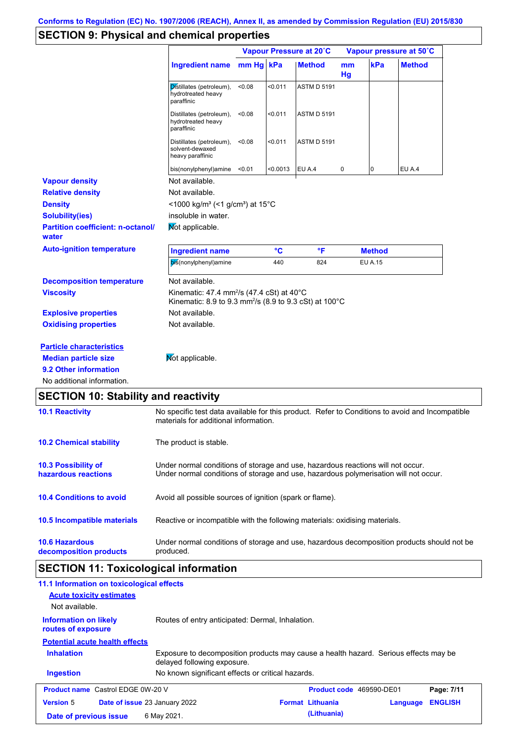Conforms to Regulation (EC) No. 1907/2006 (REACH), Annex II, as amended by Commission Regulation (EU) 2015/830

## SECTION 9: Physical and chemical properties

| Ingredient name | Vapour Pressure at 20˚C mm Hg | kPa | Method | Vapour pressure at 50˚C mm Hg | kPa | Method |
|---|---|---|---|---|---|---|
| Distillates (petroleum), hydrotreated heavy paraffinic | <0.08 | <0.011 | ASTM D 5191 | | | |
| Distillates (petroleum), hydrotreated heavy paraffinic | <0.08 | <0.011 | ASTM D 5191 | | | |
| Distillates (petroleum), solvent-dewaxed heavy paraffinic | <0.08 | <0.011 | ASTM D 5191 | | | |
| bis(nonylphenyl)amine | <0.01 | <0.0013 | EU A.4 | 0 | 0 | EU A.4 |

**Vapour density** Not available.

**Relative density** Not available.

**Density** <1000 kg/m³ (<1 g/cm³) at 15°C

**Solubility(ies)** insoluble in water.

**Partition coefficient: n-octanol/water** Not applicable.

**Auto-ignition temperature**

| Ingredient name | °C | °F | Method |
|---|---|---|---|
| bis(nonylphenyl)amine | 440 | 824 | EU A.15 |

**Decomposition temperature** Not available.

**Viscosity** Kinematic: 47.4 mm²/s (47.4 cSt) at 40°C
Kinematic: 8.9 to 9.3 mm²/s (8.9 to 9.3 cSt) at 100°C

**Explosive properties** Not available.

**Oxidising properties** Not available.

**Particle characteristics**

**Median particle size** Not applicable.

**9.2 Other information**

No additional information.

## SECTION 10: Stability and reactivity

**10.1 Reactivity** No specific test data available for this product. Refer to Conditions to avoid and Incompatible materials for additional information.

**10.2 Chemical stability** The product is stable.

**10.3 Possibility of hazardous reactions** Under normal conditions of storage and use, hazardous reactions will not occur.
Under normal conditions of storage and use, hazardous polymerisation will not occur.

**10.4 Conditions to avoid** Avoid all possible sources of ignition (spark or flame).

**10.5 Incompatible materials** Reactive or incompatible with the following materials: oxidising materials.

**10.6 Hazardous decomposition products** Under normal conditions of storage and use, hazardous decomposition products should not be produced.

## SECTION 11: Toxicological information

**11.1 Information on toxicological effects**

**Acute toxicity estimates**

Not available.

**Information on likely routes of exposure** Routes of entry anticipated: Dermal, Inhalation.

**Potential acute health effects**

**Inhalation** Exposure to decomposition products may cause a health hazard. Serious effects may be delayed following exposure.

**Ingestion** No known significant effects or critical hazards.

| Product name Castrol EDGE 0W-20 V | Product code 469590-DE01 | Page: 7/11 |
|---|---|---|
| Version 5 Date of issue 23 January 2022 | Format Lithuania (Lithuania) | Language ENGLISH |
| Date of previous issue 6 May 2021. | | |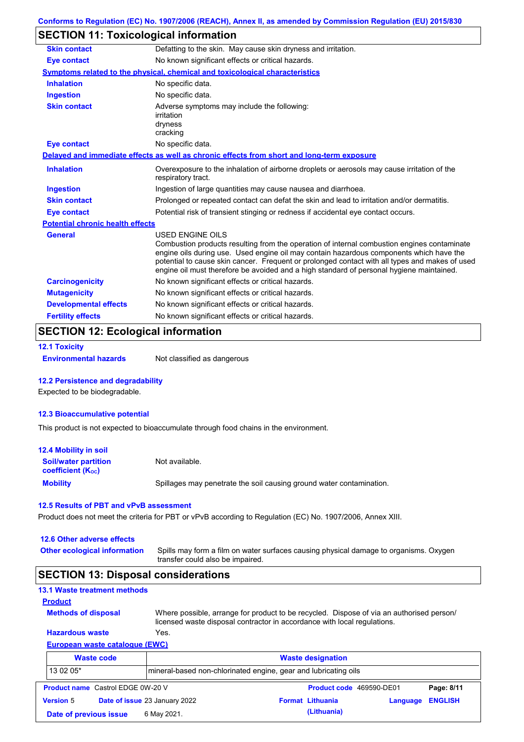## SECTION 11: Toxicological information

| | |
|---|---|
| **Skin contact** | Defatting to the skin. May cause skin dryness and irritation. |
| **Eye contact** | No known significant effects or critical hazards. |

**Symptoms related to the physical, chemical and toxicological characteristics**

| | |
|---|---|
| **Inhalation** | No specific data. |
| **Ingestion** | No specific data. |
| **Skin contact** | Adverse symptoms may include the following:<br>irritation<br>dryness<br>cracking |
| **Eye contact** | No specific data. |

**Delayed and immediate effects as well as chronic effects from short and long-term exposure**

| | |
|---|---|
| **Inhalation** | Overexposure to the inhalation of airborne droplets or aerosols may cause irritation of the respiratory tract. |
| **Ingestion** | Ingestion of large quantities may cause nausea and diarrhoea. |
| **Skin contact** | Prolonged or repeated contact can defat the skin and lead to irritation and/or dermatitis. |
| **Eye contact** | Potential risk of transient stinging or redness if accidental eye contact occurs. |

**Potential chronic health effects**

| | |
|---|---|
| **General** | USED ENGINE OILS<br>Combustion products resulting from the operation of internal combustion engines contaminate engine oils during use. Used engine oil may contain hazardous components which have the potential to cause skin cancer. Frequent or prolonged contact with all types and makes of used engine oil must therefore be avoided and a high standard of personal hygiene maintained. |
| **Carcinogenicity** | No known significant effects or critical hazards. |
| **Mutagenicity** | No known significant effects or critical hazards. |
| **Developmental effects** | No known significant effects or critical hazards. |
| **Fertility effects** | No known significant effects or critical hazards. |

## SECTION 12: Ecological information

### 12.1 Toxicity

**Environmental hazards** Not classified as dangerous

### 12.2 Persistence and degradability

Expected to be biodegradable.

### 12.3 Bioaccumulative potential

This product is not expected to bioaccumulate through food chains in the environment.

### 12.4 Mobility in soil

| | |
|---|---|
| **Soil/water partition coefficient ($K_{OC}$)** | Not available. |
| **Mobility** | Spillages may penetrate the soil causing ground water contamination. |

### 12.5 Results of PBT and vPvB assessment

Product does not meet the criteria for PBT or vPvB according to Regulation (EC) No. 1907/2006, Annex XIII.

### 12.6 Other adverse effects

**Other ecological information** Spills may form a film on water surfaces causing physical damage to organisms. Oxygen transfer could also be impaired.

## SECTION 13: Disposal considerations

### 13.1 Waste treatment methods

**Product**

| | |
|---|---|
| **Methods of disposal** | Where possible, arrange for product to be recycled. Dispose of via an authorised person/ licensed waste disposal contractor in accordance with local regulations. |
| **Hazardous waste** | Yes. |

**European waste catalogue (EWC)**

| Waste code | Waste designation |
|---|---|
| 13 02 05* | mineral-based non-chlorinated engine, gear and lubricating oils |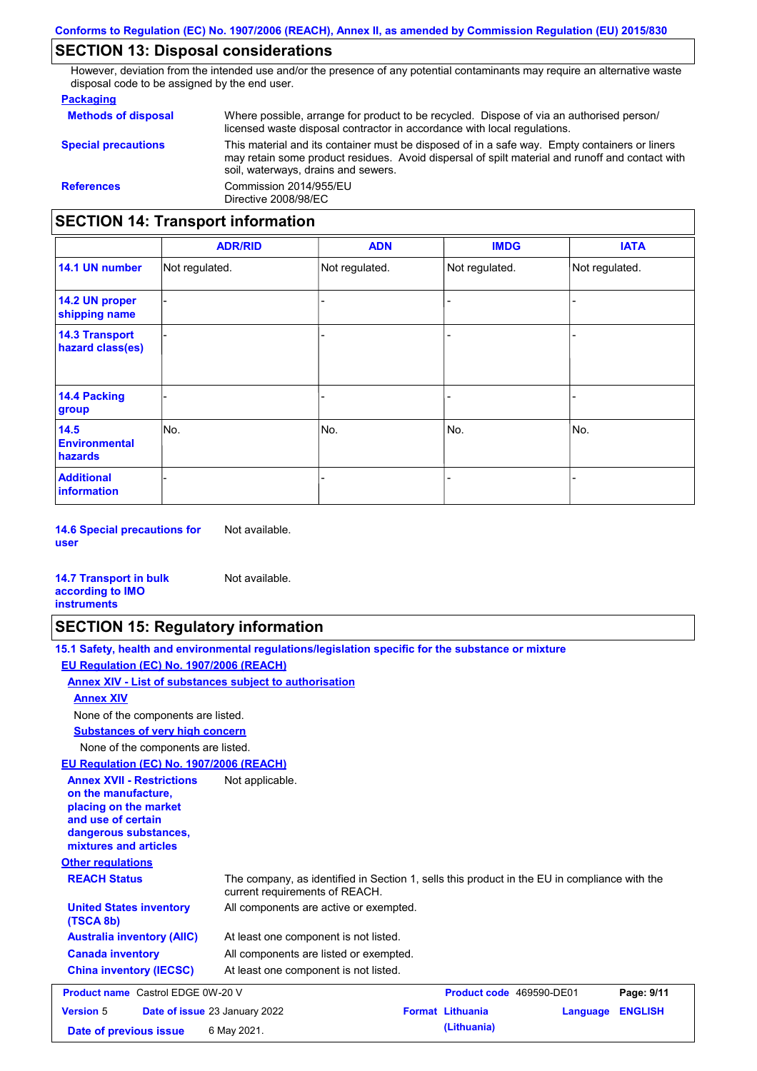## SECTION 13: Disposal considerations

However, deviation from the intended use and/or the presence of any potential contaminants may require an alternative waste disposal code to be assigned by the end user.

**Packaging**

**Methods of disposal** Where possible, arrange for product to be recycled. Dispose of via an authorised person/ licensed waste disposal contractor in accordance with local regulations.

**Special precautions** This material and its container must be disposed of in a safe way. Empty containers or liners may retain some product residues. Avoid dispersal of spilt material and runoff and contact with soil, waterways, drains and sewers.

**References** Commission 2014/955/EU
Directive 2008/98/EC

## SECTION 14: Transport information

| | ADR/RID | ADN | IMDG | IATA |
|---|---|---|---|---|
| **14.1 UN number** | Not regulated. | Not regulated. | Not regulated. | Not regulated. |
| **14.2 UN proper shipping name** | - | - | - | - |
| **14.3 Transport hazard class(es)** | - | - | - | - |
| **14.4 Packing group** | - | - | - | - |
| **14.5 Environmental hazards** | No. | No. | No. | No. |
| **Additional information** | - | - | - | - |

**14.6 Special precautions for user** Not available.

**14.7 Transport in bulk according to IMO instruments** Not available.

## SECTION 15: Regulatory information

**15.1 Safety, health and environmental regulations/legislation specific for the substance or mixture**

**EU Regulation (EC) No. 1907/2006 (REACH)**

**Annex XIV - List of substances subject to authorisation**

**Annex XIV**

None of the components are listed.

**Substances of very high concern**

None of the components are listed.

**EU Regulation (EC) No. 1907/2006 (REACH)**

**Annex XVII - Restrictions on the manufacture, placing on the market and use of certain dangerous substances, mixtures and articles** Not applicable.

**Other regulations**

**REACH Status** The company, as identified in Section 1, sells this product in the EU in compliance with the current requirements of REACH.

**United States inventory (TSCA 8b)** All components are active or exempted.

**Australia inventory (AIIC)** At least one component is not listed.

**Canada inventory** All components are listed or exempted.

**China inventory (IECSC)** At least one component is not listed.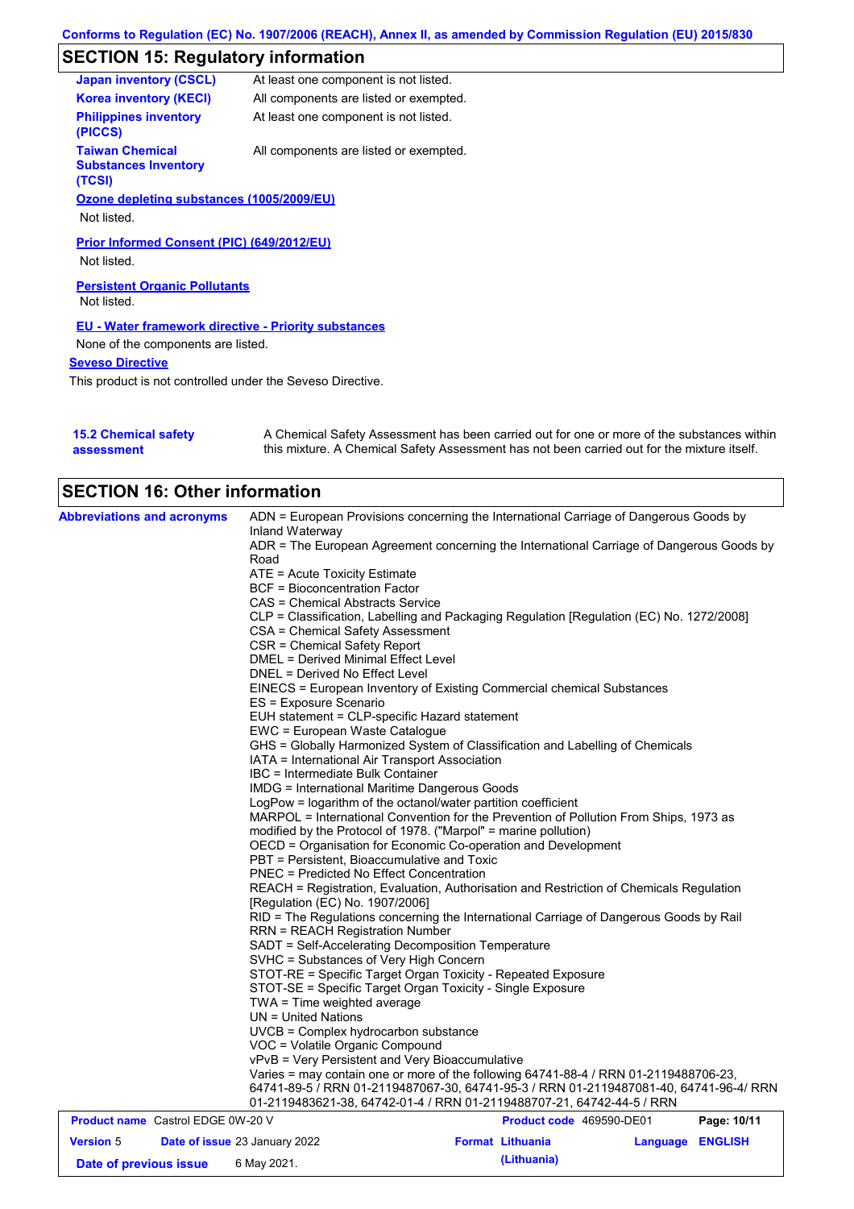## SECTION 15: Regulatory information

| | |
|---|---|
| **Japan inventory (CSCL)** | At least one component is not listed. |
| **Korea inventory (KECI)** | All components are listed or exempted. |
| **Philippines inventory (PICCS)** | At least one component is not listed. |
| **Taiwan Chemical Substances Inventory (TCSI)** | All components are listed or exempted. |

**Ozone depleting substances (1005/2009/EU)**

Not listed.

**Prior Informed Consent (PIC) (649/2012/EU)**

Not listed.

**Persistent Organic Pollutants**

Not listed.

**EU - Water framework directive - Priority substances**

None of the components are listed.

**Seveso Directive**

This product is not controlled under the Seveso Directive.

**15.2 Chemical safety assessment**

A Chemical Safety Assessment has been carried out for one or more of the substances within this mixture. A Chemical Safety Assessment has not been carried out for the mixture itself.

## SECTION 16: Other information

**Abbreviations and acronyms**

ADN = European Provisions concerning the International Carriage of Dangerous Goods by Inland Waterway
ADR = The European Agreement concerning the International Carriage of Dangerous Goods by Road
ATE = Acute Toxicity Estimate
BCF = Bioconcentration Factor
CAS = Chemical Abstracts Service
CLP = Classification, Labelling and Packaging Regulation [Regulation (EC) No. 1272/2008]
CSA = Chemical Safety Assessment
CSR = Chemical Safety Report
DMEL = Derived Minimal Effect Level
DNEL = Derived No Effect Level
EINECS = European Inventory of Existing Commercial chemical Substances
ES = Exposure Scenario
EUH statement = CLP-specific Hazard statement
EWC = European Waste Catalogue
GHS = Globally Harmonized System of Classification and Labelling of Chemicals
IATA = International Air Transport Association
IBC = Intermediate Bulk Container
IMDG = International Maritime Dangerous Goods
LogPow = logarithm of the octanol/water partition coefficient
MARPOL = International Convention for the Prevention of Pollution From Ships, 1973 as modified by the Protocol of 1978. ("Marpol" = marine pollution)
OECD = Organisation for Economic Co-operation and Development
PBT = Persistent, Bioaccumulative and Toxic
PNEC = Predicted No Effect Concentration
REACH = Registration, Evaluation, Authorisation and Restriction of Chemicals Regulation [Regulation (EC) No. 1907/2006]
RID = The Regulations concerning the International Carriage of Dangerous Goods by Rail
RRN = REACH Registration Number
SADT = Self-Accelerating Decomposition Temperature
SVHC = Substances of Very High Concern
STOT-RE = Specific Target Organ Toxicity - Repeated Exposure
STOT-SE = Specific Target Organ Toxicity - Single Exposure
TWA = Time weighted average
UN = United Nations
UVCB = Complex hydrocarbon substance
VOC = Volatile Organic Compound
vPvB = Very Persistent and Very Bioaccumulative
Varies = may contain one or more of the following 64741-88-4 / RRN 01-2119488706-23, 64741-89-5 / RRN 01-2119487067-30, 64741-95-3 / RRN 01-2119487081-40, 64741-96-4/ RRN 01-2119483621-38, 64742-01-4 / RRN 01-2119488707-21, 64742-44-5 / RRN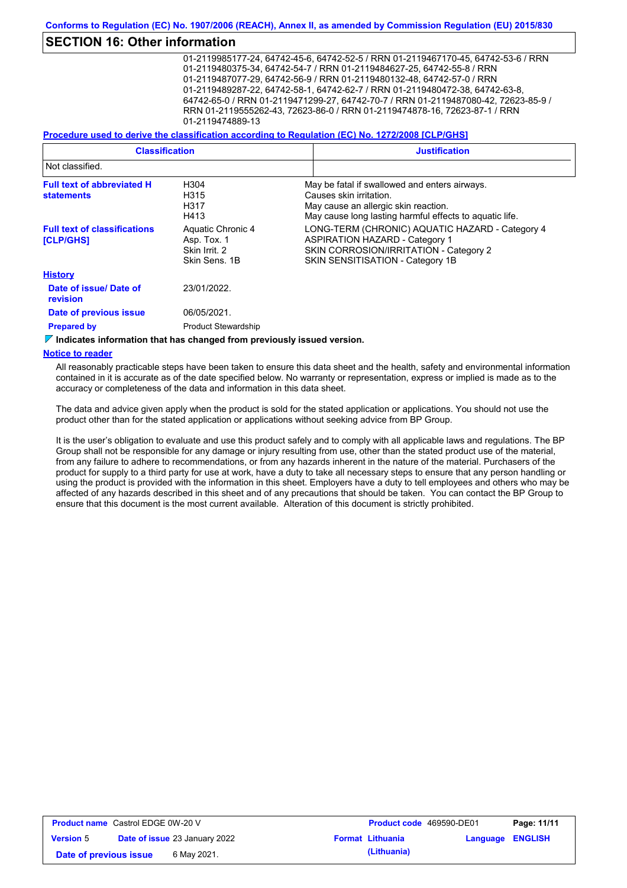## SECTION 16: Other information

01-2119985177-24, 64742-45-6, 64742-52-5 / RRN 01-2119467170-45, 64742-53-6 / RRN 01-2119480375-34, 64742-54-7 / RRN 01-2119484627-25, 64742-55-8 / RRN 01-2119487077-29, 64742-56-9 / RRN 01-2119480132-48, 64742-57-0 / RRN 01-2119489287-22, 64742-58-1, 64742-62-7 / RRN 01-2119480472-38, 64742-63-8, 64742-65-0 / RRN 01-2119471299-27, 64742-70-7 / RRN 01-2119487080-42, 72623-85-9 / RRN 01-2119555262-43, 72623-86-0 / RRN 01-2119474878-16, 72623-87-1 / RRN 01-2119474889-13

**Procedure used to derive the classification according to Regulation (EC) No. 1272/2008 [CLP/GHS]**

| Classification | Justification |
|---|---|
| Not classified. | |

| | | |
|---|---|---|
| **Full text of abbreviated H statements** | H304 | May be fatal if swallowed and enters airways. |
| | H315 | Causes skin irritation. |
| | H317 | May cause an allergic skin reaction. |
| | H413 | May cause long lasting harmful effects to aquatic life. |
| **Full text of classifications [CLP/GHS]** | Aquatic Chronic 4 | LONG-TERM (CHRONIC) AQUATIC HAZARD - Category 4 |
| | Asp. Tox. 1 | ASPIRATION HAZARD - Category 1 |
| | Skin Irrit. 2 | SKIN CORROSION/IRRITATION - Category 2 |
| | Skin Sens. 1B | SKIN SENSITISATION - Category 1B |

**History**

| | |
|---|---|
| **Date of issue/ Date of revision** | 23/01/2022. |
| **Date of previous issue** | 06/05/2021. |
| **Prepared by** | Product Stewardship |

**Indicates information that has changed from previously issued version.**

**Notice to reader**

All reasonably practicable steps have been taken to ensure this data sheet and the health, safety and environmental information contained in it is accurate as of the date specified below. No warranty or representation, express or implied is made as to the accuracy or completeness of the data and information in this data sheet.

The data and advice given apply when the product is sold for the stated application or applications. You should not use the product other than for the stated application or applications without seeking advice from BP Group.

It is the user's obligation to evaluate and use this product safely and to comply with all applicable laws and regulations. The BP Group shall not be responsible for any damage or injury resulting from use, other than the stated product use of the material, from any failure to adhere to recommendations, or from any hazards inherent in the nature of the material. Purchasers of the product for supply to a third party for use at work, have a duty to take all necessary steps to ensure that any person handling or using the product is provided with the information in this sheet. Employers have a duty to tell employees and others who may be affected of any hazards described in this sheet and of any precautions that should be taken. You can contact the BP Group to ensure that this document is the most current available. Alteration of this document is strictly prohibited.